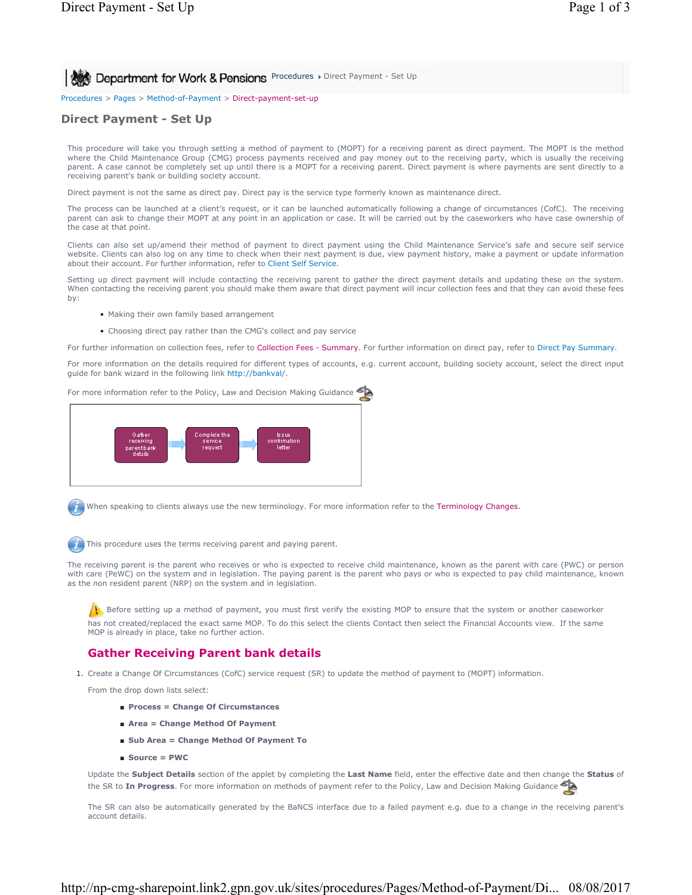Department for Work & Pensions Procedures ▸ Direct Payment - Set Up

Procedures > Pages > Method-of-Payment > Direct-payment-set-up

# Direct Payment - Set Up

This procedure will take you through setting a method of payment to (MOPT) for a receiving parent as direct payment. The MOPT is the method where the Child Maintenance Group (CMG) process payments received and pay money out to the receiving party, which is usually the receiving parent. A case cannot be completely set up until there is a MOPT for a receiving parent. Direct payment is where payments are sent directly to a receiving parent's bank or building society account.

Direct payment is not the same as direct pay. Direct pay is the service type formerly known as maintenance direct.

The process can be launched at a client's request, or it can be launched automatically following a change of circumstances (CofC). The receiving parent can ask to change their MOPT at any point in an application or case. It will be carried out by the caseworkers who have case ownership of the case at that point.

Clients can also set up/amend their method of payment to direct payment using the Child Maintenance Service's safe and secure self service website. Clients can also log on at any time to check when their next payment is due, view payment history, make a payment or update information about their account. For further information, refer to Client Self Service.

Setting up direct payment will include contacting the receiving parent to gather the direct payment details and updating these on the system. When contacting the receiving parent you should make them aware that direct payment will incur collection fees and that they can avoid these fees by:

- Making their own family based arrangement
- Choosing direct pay rather than the CMG's collect and pay service

For further information on collection fees, refer to Collection Fees - Summary. For further information on direct pay, refer to Direct Pay Summary.

For more information on the details required for different types of accounts, e.g. current account, building society account, select the direct input guide for bank wizard in the following link http://bankval/.

For more information refer to the Policy, Law and Decision Making Guidance

Gather receiving parent bank details → Complete the service request → Issue confirmation letter

When speaking to clients always use the new terminology. For more information refer to the Terminology Changes.

This procedure uses the terms receiving parent and paying parent.

The receiving parent is the parent who receives or who is expected to receive child maintenance, known as the parent with care (PWC) or person with care (PeWC) on the system and in legislation. The paying parent is the parent who pays or who is expected to pay child maintenance, known as the non resident parent (NRP) on the system and in legislation.

Before setting up a method of payment, you must first verify the existing MOP to ensure that the system or another caseworker has not created/replaced the exact same MOP. To do this select the clients Contact then select the Financial Accounts view. If the same MOP is already in place, take no further action.

## Gather Receiving Parent bank details

1. Create a Change Of Circumstances (CofC) service request (SR) to update the method of payment to (MOPT) information.

   From the drop down lists select:

   - **Process = Change Of Circumstances**
   - **Area = Change Method Of Payment**
   - **Sub Area = Change Method Of Payment To**
   - **Source = PWC**

   Update the **Subject Details** section of the applet by completing the **Last Name** field, enter the effective date and then change the **Status** of the SR to **In Progress**. For more information on methods of payment refer to the Policy, Law and Decision Making Guidance

   The SR can also be automatically generated by the BaNCS interface due to a failed payment e.g. due to a change in the receiving parent's account details.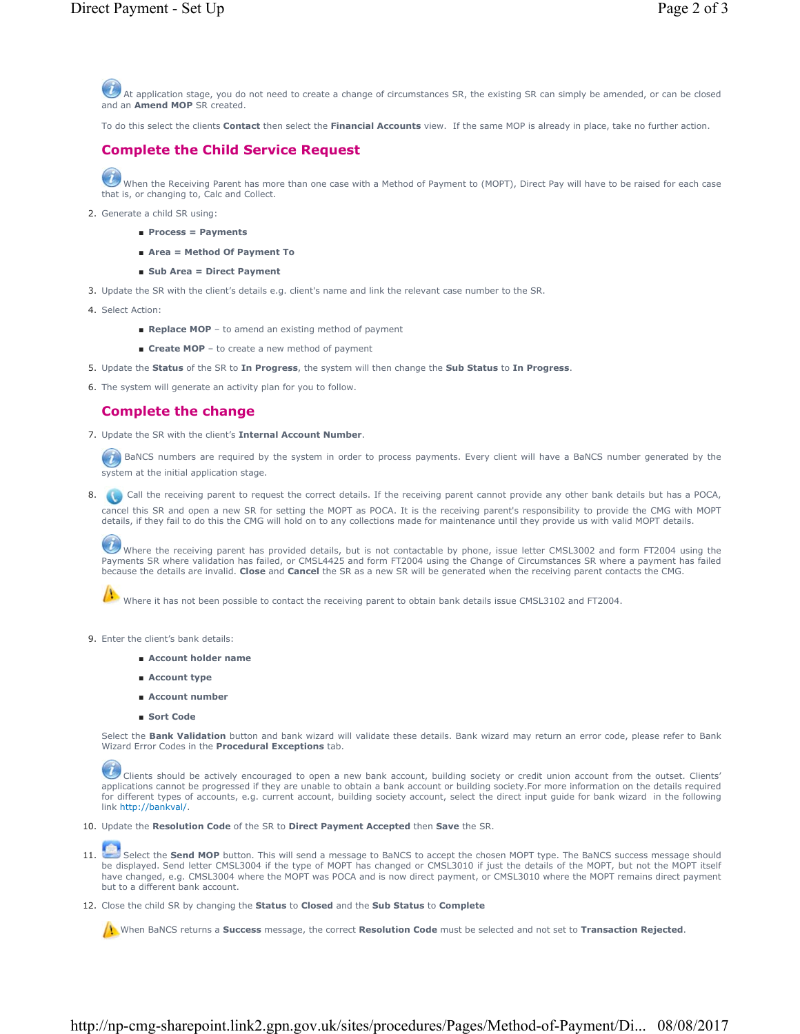At application stage, you do not need to create a change of circumstances SR, the existing SR can simply be amended, or can be closed and an **Amend MOP** SR created.

To do this select the clients **Contact** then select the **Financial Accounts** view. If the same MOP is already in place, take no further action.

## Complete the Child Service Request

When the Receiving Parent has more than one case with a Method of Payment to (MOPT), Direct Pay will have to be raised for each case that is, or changing to, Calc and Collect.

2. Generate a child SR using:
   - **Process = Payments**
   - **Area = Method Of Payment To**
   - **Sub Area = Direct Payment**
3. Update the SR with the client's details e.g. client's name and link the relevant case number to the SR.
4. Select Action:
   - **Replace MOP** – to amend an existing method of payment
   - **Create MOP** – to create a new method of payment
5. Update the **Status** of the SR to **In Progress**, the system will then change the **Sub Status** to **In Progress**.
6. The system will generate an activity plan for you to follow.

## Complete the change

7. Update the SR with the client's **Internal Account Number**.

   BaNCS numbers are required by the system in order to process payments. Every client will have a BaNCS number generated by the system at the initial application stage.

8. Call the receiving parent to request the correct details. If the receiving parent cannot provide any other bank details but has a POCA, cancel this SR and open a new SR for setting the MOPT as POCA. It is the receiving parent's responsibility to provide the CMG with MOPT details, if they fail to do this the CMG will hold on to any collections made for maintenance until they provide us with valid MOPT details.

   Where the receiving parent has provided details, but is not contactable by phone, issue letter CMSL3002 and form FT2004 using the Payments SR where validation has failed, or CMSL4425 and form FT2004 using the Change of Circumstances SR where a payment has failed because the details are invalid. **Close** and **Cancel** the SR as a new SR will be generated when the receiving parent contacts the CMG.

   Where it has not been possible to contact the receiving parent to obtain bank details issue CMSL3102 and FT2004.

9. Enter the client's bank details:
   - **Account holder name**
   - **Account type**
   - **Account number**
   - **Sort Code**

   Select the **Bank Validation** button and bank wizard will validate these details. Bank wizard may return an error code, please refer to Bank Wizard Error Codes in the **Procedural Exceptions** tab.

   Clients should be actively encouraged to open a new bank account, building society or credit union account from the outset. Clients' applications cannot be progressed if they are unable to obtain a bank account or building society.For more information on the details required for different types of accounts, e.g. current account, building society account, select the direct input guide for bank wizard in the following link http://bankval/.

10. Update the **Resolution Code** of the SR to **Direct Payment Accepted** then **Save** the SR.
11. Select the **Send MOP** button. This will send a message to BaNCS to accept the chosen MOPT type. The BaNCS success message should be displayed. Send letter CMSL3004 if the type of MOPT has changed or CMSL3010 if just the details of the MOPT, but not the MOPT itself have changed, e.g. CMSL3004 where the MOPT was POCA and is now direct payment, or CMSL3010 where the MOPT remains direct payment but to a different bank account.
12. Close the child SR by changing the **Status** to **Closed** and the **Sub Status** to **Complete**

    When BaNCS returns a **Success** message, the correct **Resolution Code** must be selected and not set to **Transaction Rejected**.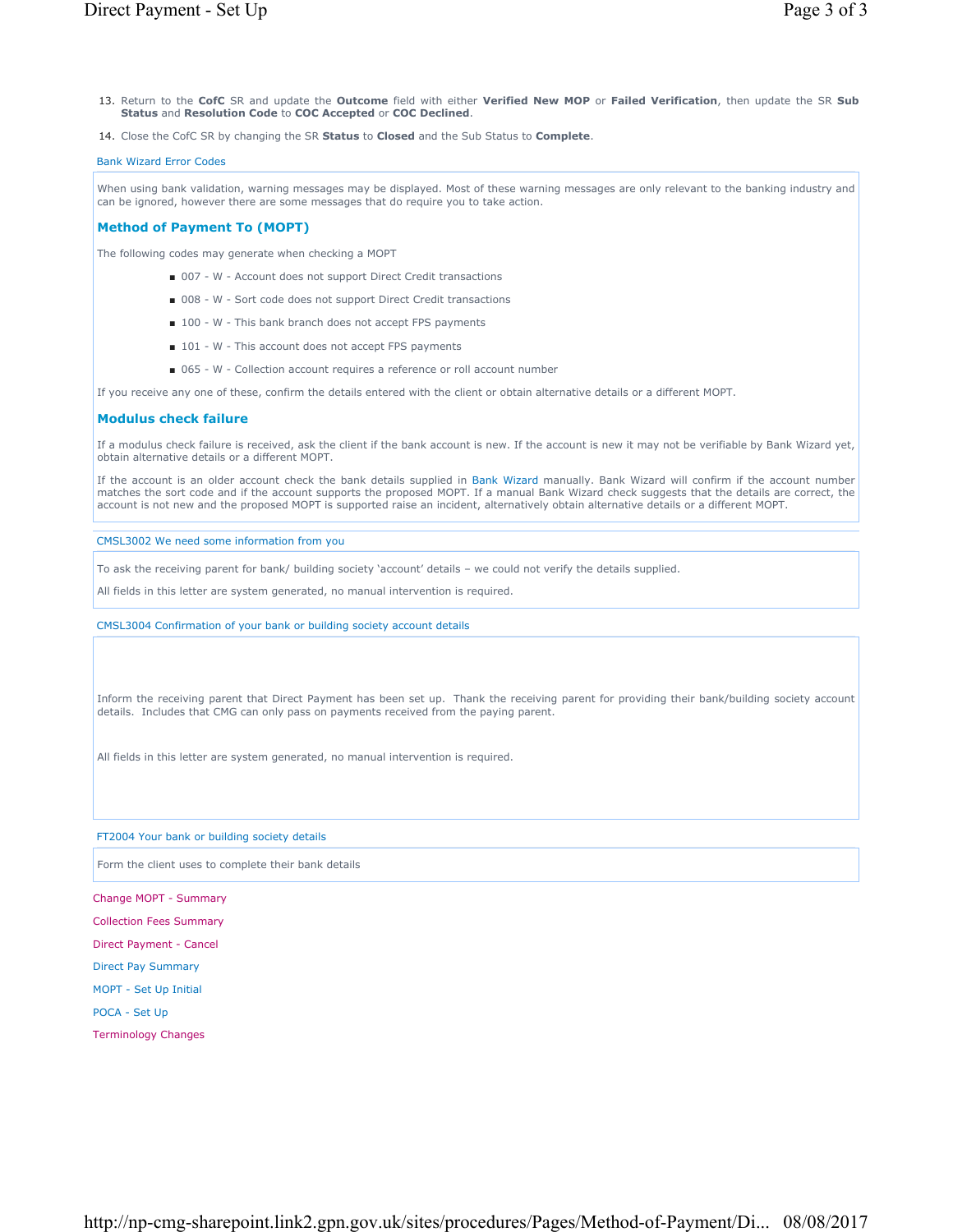13. Return to the **CofC** SR and update the **Outcome** field with either **Verified New MOP** or **Failed Verification**, then update the SR **Sub Status** and **Resolution Code** to **COC Accepted** or **COC Declined**.
14. Close the CofC SR by changing the SR **Status** to **Closed** and the Sub Status to **Complete**.

Bank Wizard Error Codes

When using bank validation, warning messages may be displayed. Most of these warning messages are only relevant to the banking industry and can be ignored, however there are some messages that do require you to take action.

## Method of Payment To (MOPT)

The following codes may generate when checking a MOPT

- 007 - W - Account does not support Direct Credit transactions
- 008 - W - Sort code does not support Direct Credit transactions
- 100 - W - This bank branch does not accept FPS payments
- 101 - W - This account does not accept FPS payments
- 065 - W - Collection account requires a reference or roll account number

If you receive any one of these, confirm the details entered with the client or obtain alternative details or a different MOPT.

## Modulus check failure

If a modulus check failure is received, ask the client if the bank account is new. If the account is new it may not be verifiable by Bank Wizard yet, obtain alternative details or a different MOPT.

If the account is an older account check the bank details supplied in Bank Wizard manually. Bank Wizard will confirm if the account number matches the sort code and if the account supports the proposed MOPT. If a manual Bank Wizard check suggests that the details are correct, the account is not new and the proposed MOPT is supported raise an incident, alternatively obtain alternative details or a different MOPT.

CMSL3002 We need some information from you

To ask the receiving parent for bank/ building society 'account' details – we could not verify the details supplied.

All fields in this letter are system generated, no manual intervention is required.

CMSL3004 Confirmation of your bank or building society account details

Inform the receiving parent that Direct Payment has been set up. Thank the receiving parent for providing their bank/building society account details. Includes that CMG can only pass on payments received from the paying parent.

All fields in this letter are system generated, no manual intervention is required.

FT2004 Your bank or building society details

Form the client uses to complete their bank details

Change MOPT - Summary

Collection Fees Summary

Direct Payment - Cancel

Direct Pay Summary

MOPT - Set Up Initial

POCA - Set Up

Terminology Changes